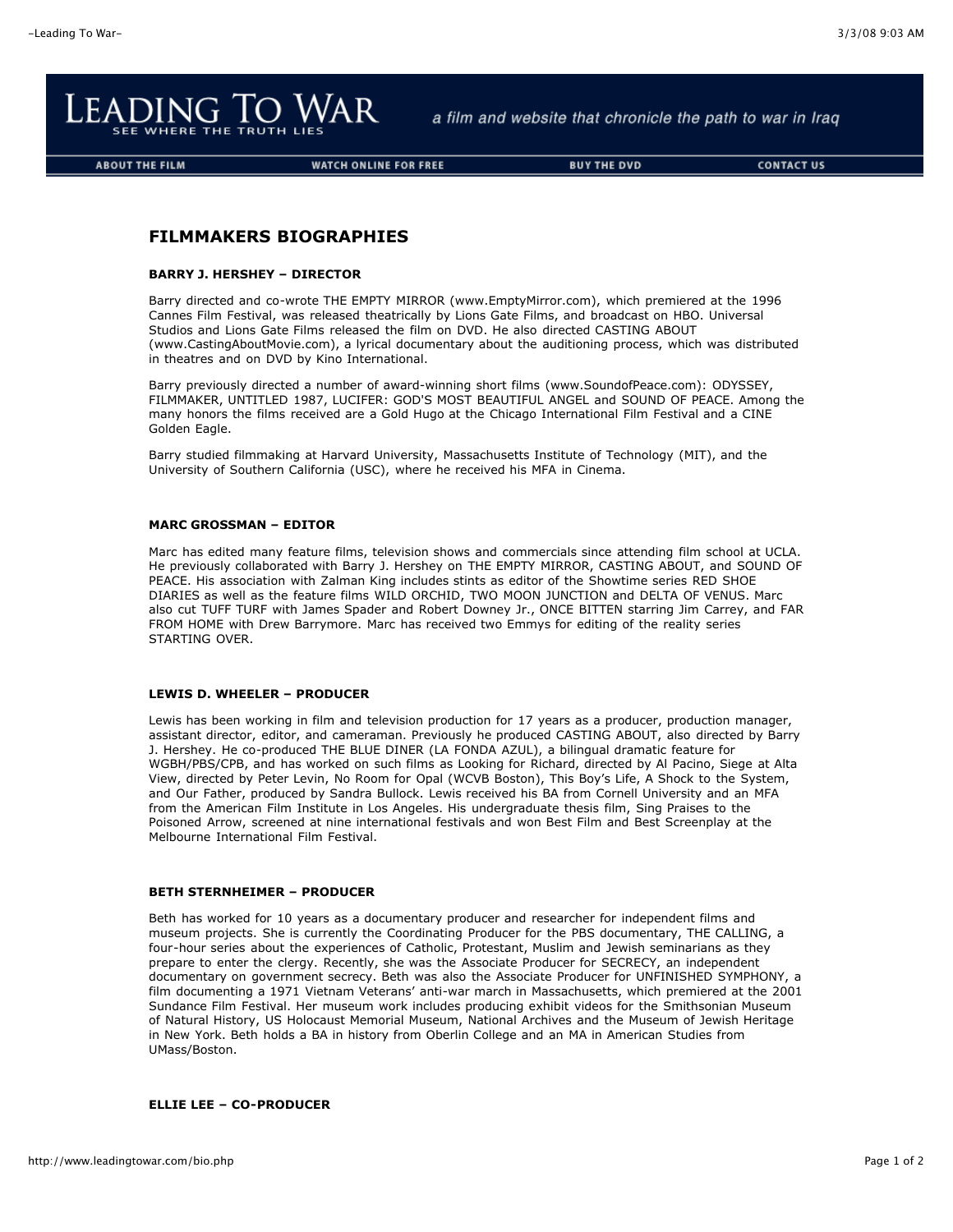# LEADING TO WAR

SEE WHERE THE TRUTH LIES

*a film and website that chronicle the path to war in Iraq*

ABOUT THE FILM | WATCH ONLINE FOR FREE | BUY THE DVD | CONTACT US

## FILMMAKERS BIOGRAPHIES

### BARRY J. HERSHEY – DIRECTOR

Barry directed and co-wrote THE EMPTY MIRROR (www.EmptyMirror.com), which premiered at the 1996 Cannes Film Festival, was released theatrically by Lions Gate Films, and broadcast on HBO. Universal Studios and Lions Gate Films released the film on DVD. He also directed CASTING ABOUT (www.CastingAboutMovie.com), a lyrical documentary about the auditioning process, which was distributed in theatres and on DVD by Kino International.

Barry previously directed a number of award-winning short films (www.SoundofPeace.com): ODYSSEY, FILMMAKER, UNTITLED 1987, LUCIFER: GOD'S MOST BEAUTIFUL ANGEL and SOUND OF PEACE. Among the many honors the films received are a Gold Hugo at the Chicago International Film Festival and a CINE Golden Eagle.

Barry studied filmmaking at Harvard University, Massachusetts Institute of Technology (MIT), and the University of Southern California (USC), where he received his MFA in Cinema.

### MARC GROSSMAN – EDITOR

Marc has edited many feature films, television shows and commercials since attending film school at UCLA. He previously collaborated with Barry J. Hershey on THE EMPTY MIRROR, CASTING ABOUT, and SOUND OF PEACE. His association with Zalman King includes stints as editor of the Showtime series RED SHOE DIARIES as well as the feature films WILD ORCHID, TWO MOON JUNCTION and DELTA OF VENUS. Marc also cut TUFF TURF with James Spader and Robert Downey Jr., ONCE BITTEN starring Jim Carrey, and FAR FROM HOME with Drew Barrymore. Marc has received two Emmys for editing of the reality series STARTING OVER.

### LEWIS D. WHEELER – PRODUCER

Lewis has been working in film and television production for 17 years as a producer, production manager, assistant director, editor, and cameraman. Previously he produced CASTING ABOUT, also directed by Barry J. Hershey. He co-produced THE BLUE DINER (LA FONDA AZUL), a bilingual dramatic feature for WGBH/PBS/CPB, and has worked on such films as Looking for Richard, directed by Al Pacino, Siege at Alta View, directed by Peter Levin, No Room for Opal (WCVB Boston), This Boy's Life, A Shock to the System, and Our Father, produced by Sandra Bullock. Lewis received his BA from Cornell University and an MFA from the American Film Institute in Los Angeles. His undergraduate thesis film, Sing Praises to the Poisoned Arrow, screened at nine international festivals and won Best Film and Best Screenplay at the Melbourne International Film Festival.

### BETH STERNHEIMER – PRODUCER

Beth has worked for 10 years as a documentary producer and researcher for independent films and museum projects. She is currently the Coordinating Producer for the PBS documentary, THE CALLING, a four-hour series about the experiences of Catholic, Protestant, Muslim and Jewish seminarians as they prepare to enter the clergy. Recently, she was the Associate Producer for SECRECY, an independent documentary on government secrecy. Beth was also the Associate Producer for UNFINISHED SYMPHONY, a film documenting a 1971 Vietnam Veterans' anti-war march in Massachusetts, which premiered at the 2001 Sundance Film Festival. Her museum work includes producing exhibit videos for the Smithsonian Museum of Natural History, US Holocaust Memorial Museum, National Archives and the Museum of Jewish Heritage in New York. Beth holds a BA in history from Oberlin College and an MA in American Studies from UMass/Boston.

### ELLIE LEE – CO-PRODUCER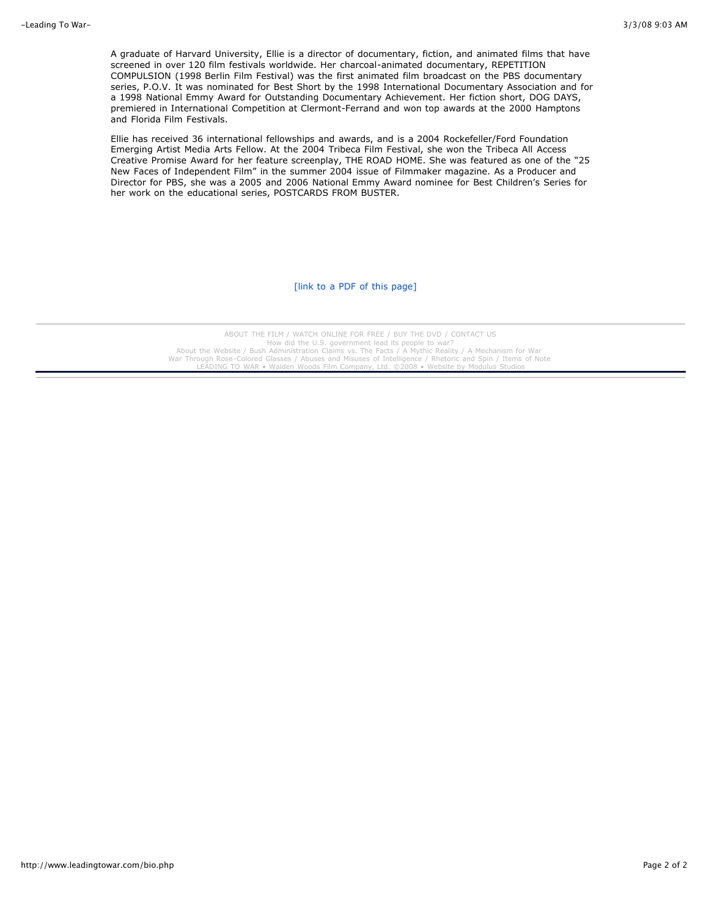A graduate of Harvard University, Ellie is a director of documentary, fiction, and animated films that have screened in over 120 film festivals worldwide. Her charcoal-animated documentary, REPETITION COMPULSION (1998 Berlin Film Festival) was the first animated film broadcast on the PBS documentary series, P.O.V. It was nominated for Best Short by the 1998 International Documentary Association and for a 1998 National Emmy Award for Outstanding Documentary Achievement. Her fiction short, DOG DAYS, premiered in International Competition at Clermont-Ferrand and won top awards at the 2000 Hamptons and Florida Film Festivals.

Ellie has received 36 international fellowships and awards, and is a 2004 Rockefeller/Ford Foundation Emerging Artist Media Arts Fellow. At the 2004 Tribeca Film Festival, she won the Tribeca All Access Creative Promise Award for her feature screenplay, THE ROAD HOME. She was featured as one of the "25 New Faces of Independent Film" in the summer 2004 issue of Filmmaker magazine. As a Producer and Director for PBS, she was a 2005 and 2006 National Emmy Award nominee for Best Children's Series for her work on the educational series, POSTCARDS FROM BUSTER.

[link to a PDF of this page]

---

ABOUT THE FILM / WATCH ONLINE FOR FREE / BUY THE DVD / CONTACT US
How did the U.S. government lead its people to war?
About the Website / Bush Administration Claims vs. The Facts / A Mythic Reality / A Mechanism for War
War Through Rose-Colored Glasses / Abuses and Misuses of Intelligence / Rhetoric and Spin / Items of Note
LEADING TO WAR • Walden Woods Film Company, Ltd. ©2008 • Website by Modulus Studios